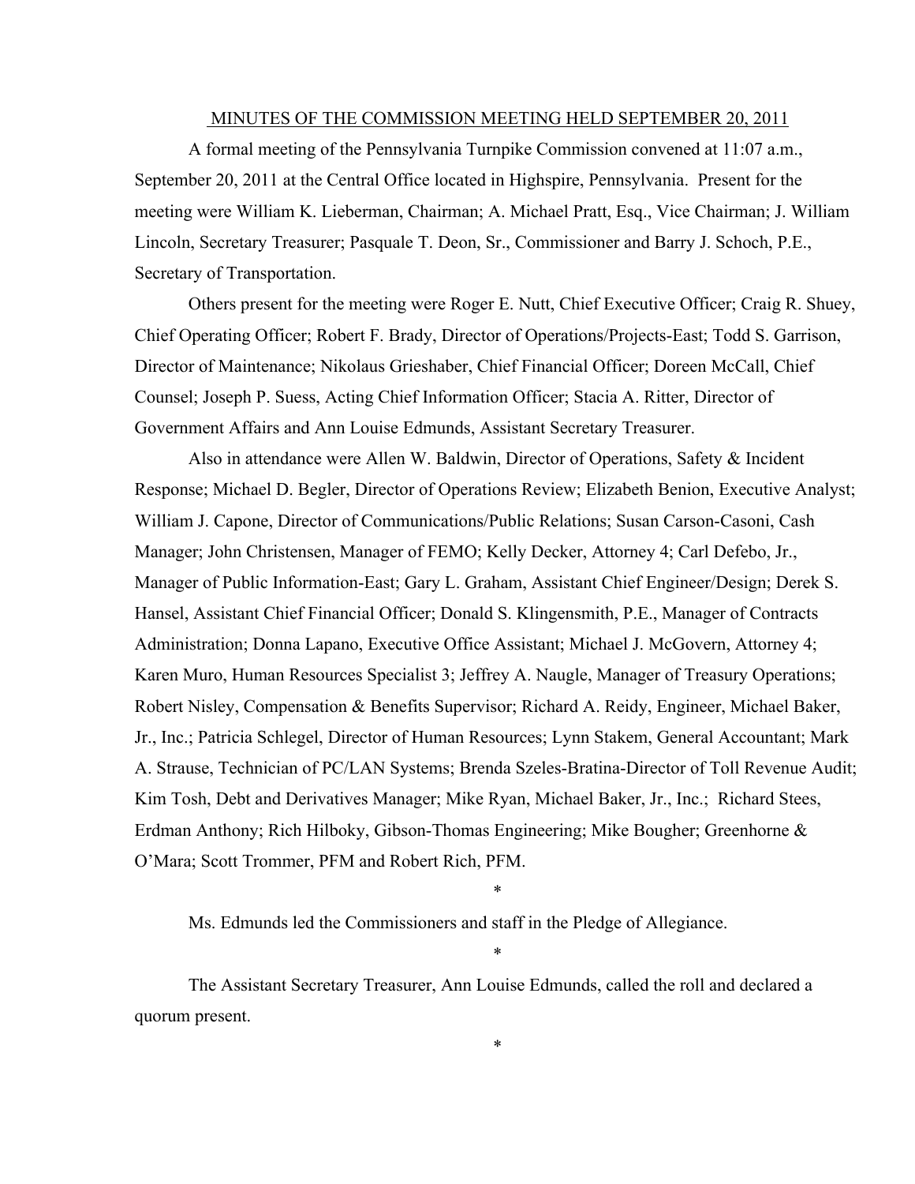MINUTES OF THE COMMISSION MEETING HELD SEPTEMBER 20, 2011

A formal meeting of the Pennsylvania Turnpike Commission convened at 11:07 a.m., September 20, 2011 at the Central Office located in Highspire, Pennsylvania. Present for the meeting were William K. Lieberman, Chairman; A. Michael Pratt, Esq., Vice Chairman; J. William Lincoln, Secretary Treasurer; Pasquale T. Deon, Sr., Commissioner and Barry J. Schoch, P.E., Secretary of Transportation.

Others present for the meeting were Roger E. Nutt, Chief Executive Officer; Craig R. Shuey, Chief Operating Officer; Robert F. Brady, Director of Operations/Projects-East; Todd S. Garrison, Director of Maintenance; Nikolaus Grieshaber, Chief Financial Officer; Doreen McCall, Chief Counsel; Joseph P. Suess, Acting Chief Information Officer; Stacia A. Ritter, Director of Government Affairs and Ann Louise Edmunds, Assistant Secretary Treasurer.

Also in attendance were Allen W. Baldwin, Director of Operations, Safety & Incident Response; Michael D. Begler, Director of Operations Review; Elizabeth Benion, Executive Analyst; William J. Capone, Director of Communications/Public Relations; Susan Carson-Casoni, Cash Manager; John Christensen, Manager of FEMO; Kelly Decker, Attorney 4; Carl Defebo, Jr., Manager of Public Information-East; Gary L. Graham, Assistant Chief Engineer/Design; Derek S. Hansel, Assistant Chief Financial Officer; Donald S. Klingensmith, P.E., Manager of Contracts Administration; Donna Lapano, Executive Office Assistant; Michael J. McGovern, Attorney 4; Karen Muro, Human Resources Specialist 3; Jeffrey A. Naugle, Manager of Treasury Operations; Robert Nisley, Compensation & Benefits Supervisor; Richard A. Reidy, Engineer, Michael Baker, Jr., Inc.; Patricia Schlegel, Director of Human Resources; Lynn Stakem, General Accountant; Mark A. Strause, Technician of PC/LAN Systems; Brenda Szeles-Bratina-Director of Toll Revenue Audit; Kim Tosh, Debt and Derivatives Manager; Mike Ryan, Michael Baker, Jr., Inc.; Richard Stees, Erdman Anthony; Rich Hilboky, Gibson-Thomas Engineering; Mike Bougher; Greenhorne & O'Mara; Scott Trommer, PFM and Robert Rich, PFM.

\*

Ms. Edmunds led the Commissioners and staff in the Pledge of Allegiance.

\*

The Assistant Secretary Treasurer, Ann Louise Edmunds, called the roll and declared a quorum present.

\*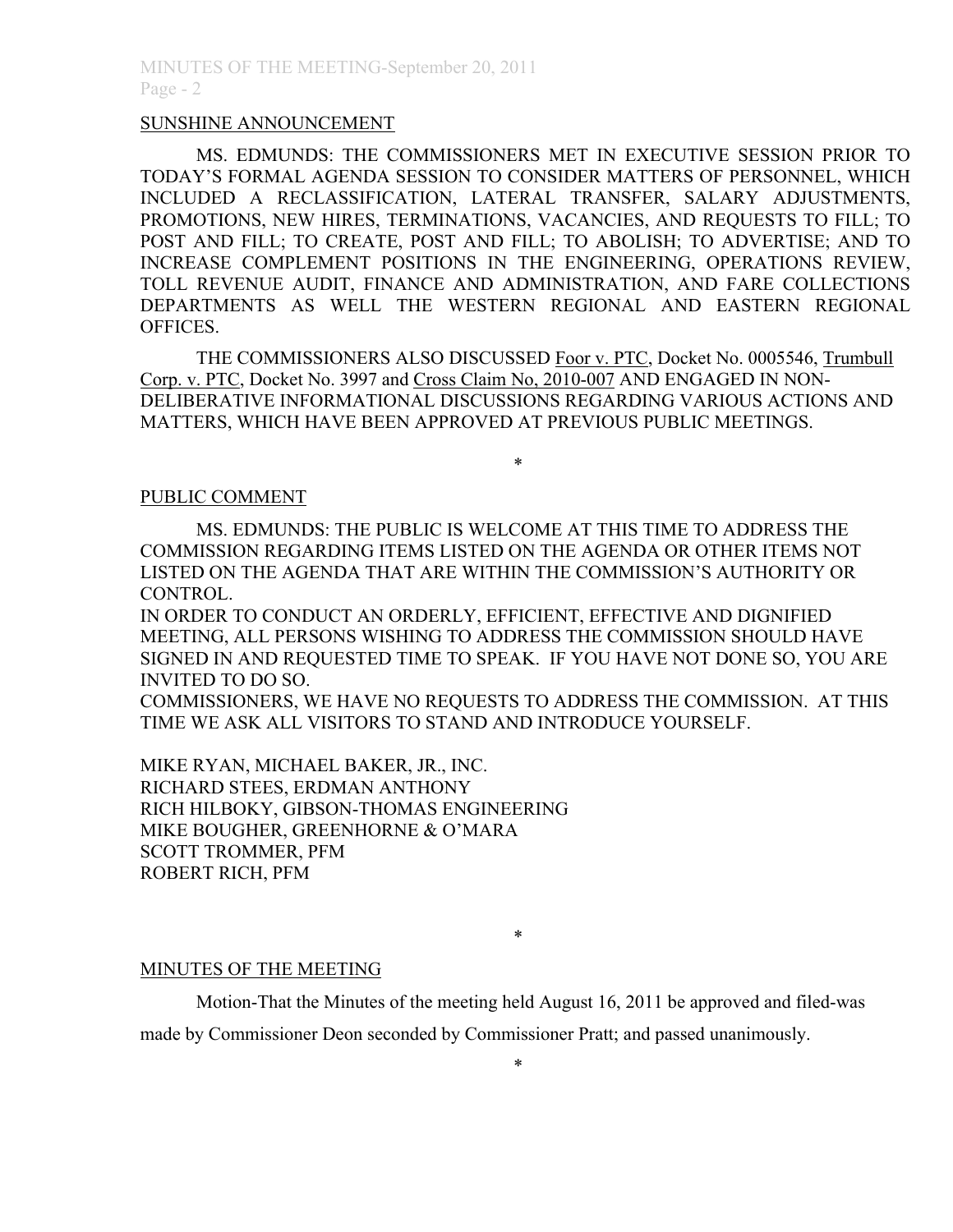SUNSHINE ANNOUNCEMENT

MS. EDMUNDS: THE COMMISSIONERS MET IN EXECUTIVE SESSION PRIOR TO TODAY'S FORMAL AGENDA SESSION TO CONSIDER MATTERS OF PERSONNEL, WHICH INCLUDED A RECLASSIFICATION, LATERAL TRANSFER, SALARY ADJUSTMENTS, PROMOTIONS, NEW HIRES, TERMINATIONS, VACANCIES, AND REQUESTS TO FILL; TO POST AND FILL; TO CREATE, POST AND FILL; TO ABOLISH; TO ADVERTISE; AND TO INCREASE COMPLEMENT POSITIONS IN THE ENGINEERING, OPERATIONS REVIEW, TOLL REVENUE AUDIT, FINANCE AND ADMINISTRATION, AND FARE COLLECTIONS DEPARTMENTS AS WELL THE WESTERN REGIONAL AND EASTERN REGIONAL OFFICES.

THE COMMISSIONERS ALSO DISCUSSED Foor v. PTC, Docket No. 0005546, Trumbull Corp. v. PTC, Docket No. 3997 and Cross Claim No, 2010-007 AND ENGAGED IN NON-DELIBERATIVE INFORMATIONAL DISCUSSIONS REGARDING VARIOUS ACTIONS AND MATTERS, WHICH HAVE BEEN APPROVED AT PREVIOUS PUBLIC MEETINGS.

*

PUBLIC COMMENT

MS. EDMUNDS: THE PUBLIC IS WELCOME AT THIS TIME TO ADDRESS THE COMMISSION REGARDING ITEMS LISTED ON THE AGENDA OR OTHER ITEMS NOT LISTED ON THE AGENDA THAT ARE WITHIN THE COMMISSION'S AUTHORITY OR CONTROL.

IN ORDER TO CONDUCT AN ORDERLY, EFFICIENT, EFFECTIVE AND DIGNIFIED MEETING, ALL PERSONS WISHING TO ADDRESS THE COMMISSION SHOULD HAVE SIGNED IN AND REQUESTED TIME TO SPEAK. IF YOU HAVE NOT DONE SO, YOU ARE INVITED TO DO SO.

COMMISSIONERS, WE HAVE NO REQUESTS TO ADDRESS THE COMMISSION. AT THIS TIME WE ASK ALL VISITORS TO STAND AND INTRODUCE YOURSELF.

MIKE RYAN, MICHAEL BAKER, JR., INC.
RICHARD STEES, ERDMAN ANTHONY
RICH HILBOKY, GIBSON-THOMAS ENGINEERING
MIKE BOUGHER, GREENHORNE & O'MARA
SCOTT TROMMER, PFM
ROBERT RICH, PFM

*

MINUTES OF THE MEETING

Motion-That the Minutes of the meeting held August 16, 2011 be approved and filed-was made by Commissioner Deon seconded by Commissioner Pratt; and passed unanimously.

*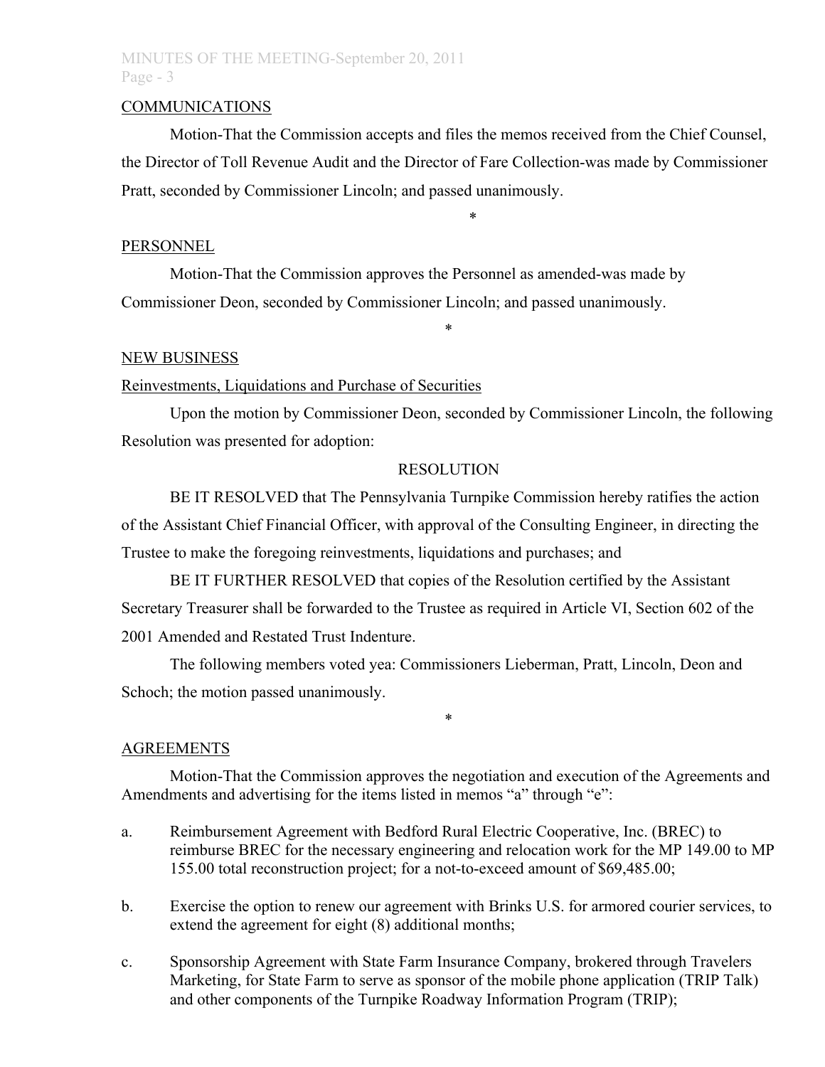COMMUNICATIONS

Motion-That the Commission accepts and files the memos received from the Chief Counsel, the Director of Toll Revenue Audit and the Director of Fare Collection-was made by Commissioner Pratt, seconded by Commissioner Lincoln; and passed unanimously.

\*

PERSONNEL

Motion-That the Commission approves the Personnel as amended-was made by Commissioner Deon, seconded by Commissioner Lincoln; and passed unanimously.

\*

NEW BUSINESS

Reinvestments, Liquidations and Purchase of Securities

Upon the motion by Commissioner Deon, seconded by Commissioner Lincoln, the following Resolution was presented for adoption:

RESOLUTION

BE IT RESOLVED that The Pennsylvania Turnpike Commission hereby ratifies the action of the Assistant Chief Financial Officer, with approval of the Consulting Engineer, in directing the Trustee to make the foregoing reinvestments, liquidations and purchases; and

BE IT FURTHER RESOLVED that copies of the Resolution certified by the Assistant Secretary Treasurer shall be forwarded to the Trustee as required in Article VI, Section 602 of the 2001 Amended and Restated Trust Indenture.

The following members voted yea: Commissioners Lieberman, Pratt, Lincoln, Deon and Schoch; the motion passed unanimously.

\*

AGREEMENTS

Motion-That the Commission approves the negotiation and execution of the Agreements and Amendments and advertising for the items listed in memos "a" through "e":

a. Reimbursement Agreement with Bedford Rural Electric Cooperative, Inc. (BREC) to reimburse BREC for the necessary engineering and relocation work for the MP 149.00 to MP 155.00 total reconstruction project; for a not-to-exceed amount of $69,485.00;

b. Exercise the option to renew our agreement with Brinks U.S. for armored courier services, to extend the agreement for eight (8) additional months;

c. Sponsorship Agreement with State Farm Insurance Company, brokered through Travelers Marketing, for State Farm to serve as sponsor of the mobile phone application (TRIP Talk) and other components of the Turnpike Roadway Information Program (TRIP);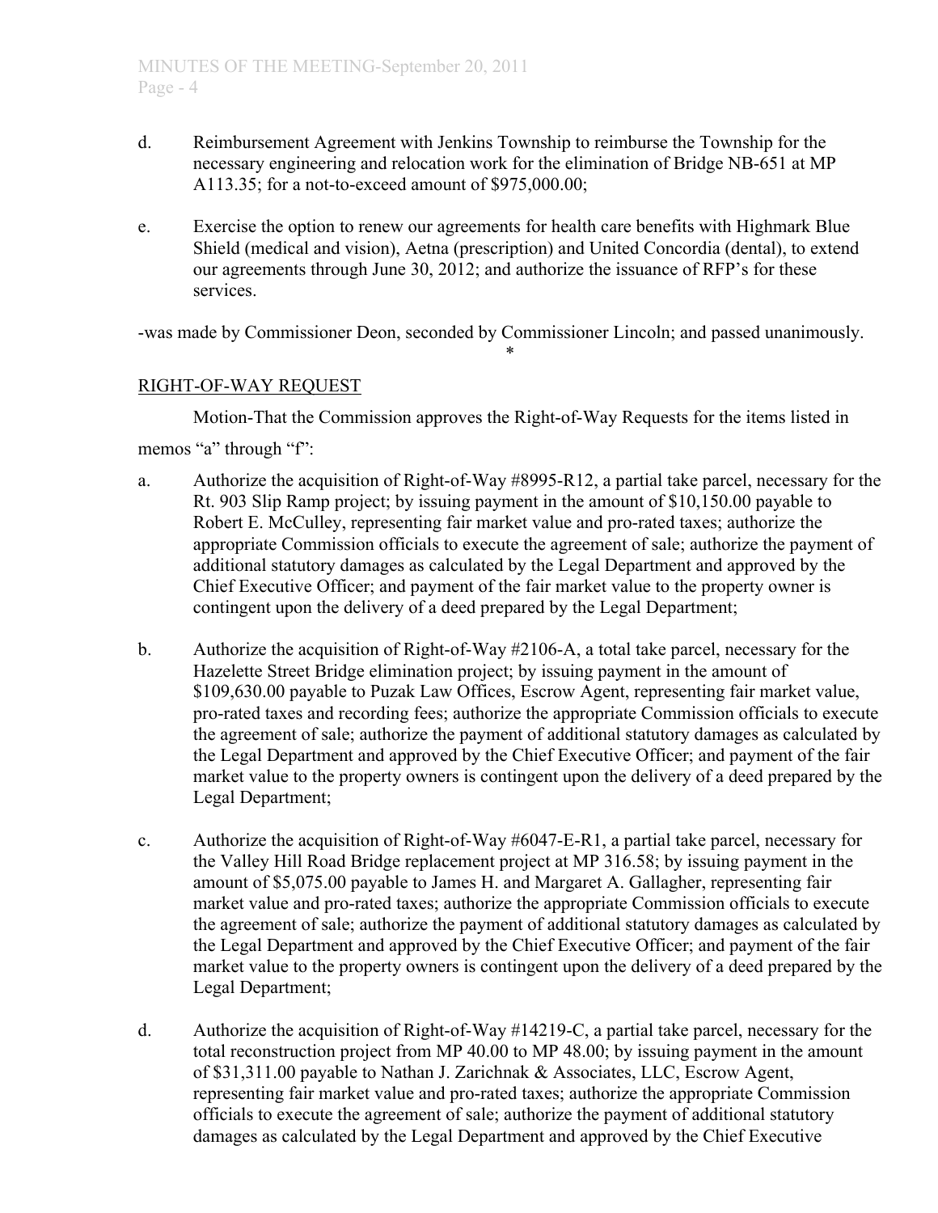d. Reimbursement Agreement with Jenkins Township to reimburse the Township for the necessary engineering and relocation work for the elimination of Bridge NB-651 at MP A113.35; for a not-to-exceed amount of $975,000.00;

e. Exercise the option to renew our agreements for health care benefits with Highmark Blue Shield (medical and vision), Aetna (prescription) and United Concordia (dental), to extend our agreements through June 30, 2012; and authorize the issuance of RFP's for these services.

-was made by Commissioner Deon, seconded by Commissioner Lincoln; and passed unanimously.

*

RIGHT-OF-WAY REQUEST

Motion-That the Commission approves the Right-of-Way Requests for the items listed in memos "a" through "f":

a. Authorize the acquisition of Right-of-Way #8995-R12, a partial take parcel, necessary for the Rt. 903 Slip Ramp project; by issuing payment in the amount of $10,150.00 payable to Robert E. McCulley, representing fair market value and pro-rated taxes; authorize the appropriate Commission officials to execute the agreement of sale; authorize the payment of additional statutory damages as calculated by the Legal Department and approved by the Chief Executive Officer; and payment of the fair market value to the property owner is contingent upon the delivery of a deed prepared by the Legal Department;

b. Authorize the acquisition of Right-of-Way #2106-A, a total take parcel, necessary for the Hazelette Street Bridge elimination project; by issuing payment in the amount of $109,630.00 payable to Puzak Law Offices, Escrow Agent, representing fair market value, pro-rated taxes and recording fees; authorize the appropriate Commission officials to execute the agreement of sale; authorize the payment of additional statutory damages as calculated by the Legal Department and approved by the Chief Executive Officer; and payment of the fair market value to the property owners is contingent upon the delivery of a deed prepared by the Legal Department;

c. Authorize the acquisition of Right-of-Way #6047-E-R1, a partial take parcel, necessary for the Valley Hill Road Bridge replacement project at MP 316.58; by issuing payment in the amount of $5,075.00 payable to James H. and Margaret A. Gallagher, representing fair market value and pro-rated taxes; authorize the appropriate Commission officials to execute the agreement of sale; authorize the payment of additional statutory damages as calculated by the Legal Department and approved by the Chief Executive Officer; and payment of the fair market value to the property owners is contingent upon the delivery of a deed prepared by the Legal Department;

d. Authorize the acquisition of Right-of-Way #14219-C, a partial take parcel, necessary for the total reconstruction project from MP 40.00 to MP 48.00; by issuing payment in the amount of $31,311.00 payable to Nathan J. Zarichnak & Associates, LLC, Escrow Agent, representing fair market value and pro-rated taxes; authorize the appropriate Commission officials to execute the agreement of sale; authorize the payment of additional statutory damages as calculated by the Legal Department and approved by the Chief Executive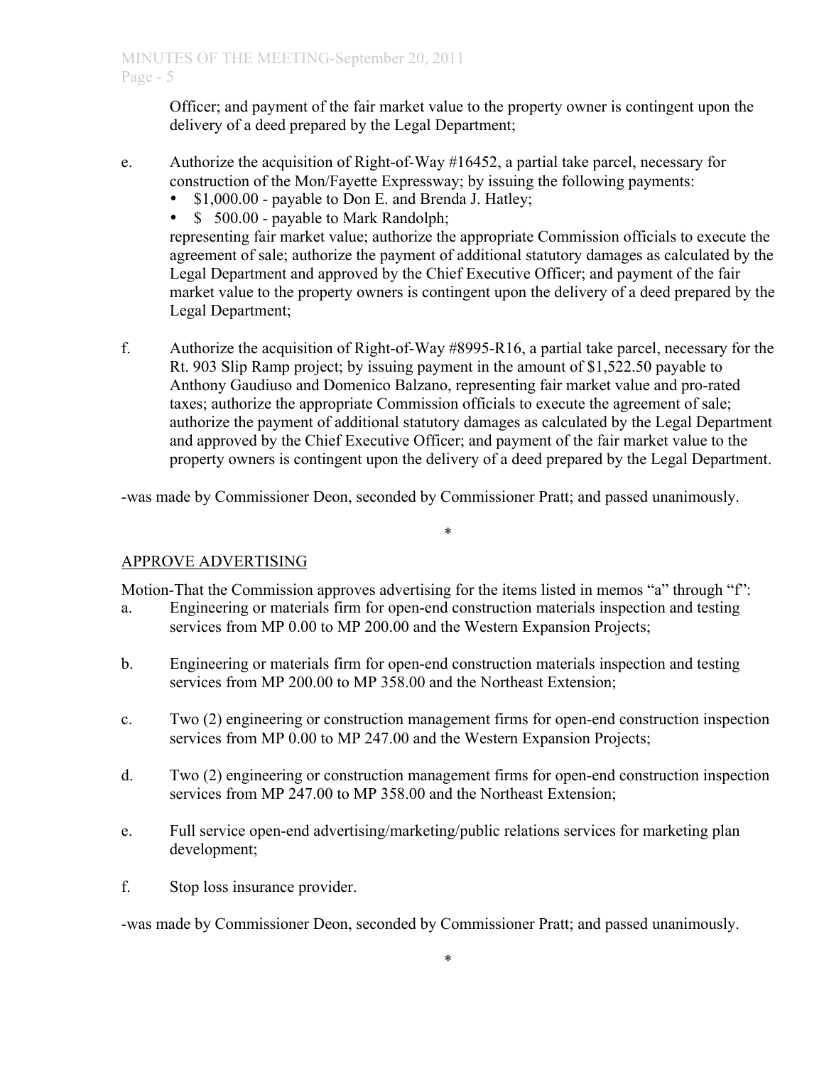Officer; and payment of the fair market value to the property owner is contingent upon the delivery of a deed prepared by the Legal Department;

e. Authorize the acquisition of Right-of-Way #16452, a partial take parcel, necessary for construction of the Mon/Fayette Expressway; by issuing the following payments:
   - $1,000.00 - payable to Don E. and Brenda J. Hatley;
   - $ 500.00 - payable to Mark Randolph;

   representing fair market value; authorize the appropriate Commission officials to execute the agreement of sale; authorize the payment of additional statutory damages as calculated by the Legal Department and approved by the Chief Executive Officer; and payment of the fair market value to the property owners is contingent upon the delivery of a deed prepared by the Legal Department;

f. Authorize the acquisition of Right-of-Way #8995-R16, a partial take parcel, necessary for the Rt. 903 Slip Ramp project; by issuing payment in the amount of $1,522.50 payable to Anthony Gaudiuso and Domenico Balzano, representing fair market value and pro-rated taxes; authorize the appropriate Commission officials to execute the agreement of sale; authorize the payment of additional statutory damages as calculated by the Legal Department and approved by the Chief Executive Officer; and payment of the fair market value to the property owners is contingent upon the delivery of a deed prepared by the Legal Department.

-was made by Commissioner Deon, seconded by Commissioner Pratt; and passed unanimously.

*

<u>APPROVE ADVERTISING</u>

Motion-That the Commission approves advertising for the items listed in memos "a" through "f":

a. Engineering or materials firm for open-end construction materials inspection and testing services from MP 0.00 to MP 200.00 and the Western Expansion Projects;

b. Engineering or materials firm for open-end construction materials inspection and testing services from MP 200.00 to MP 358.00 and the Northeast Extension;

c. Two (2) engineering or construction management firms for open-end construction inspection services from MP 0.00 to MP 247.00 and the Western Expansion Projects;

d. Two (2) engineering or construction management firms for open-end construction inspection services from MP 247.00 to MP 358.00 and the Northeast Extension;

e. Full service open-end advertising/marketing/public relations services for marketing plan development;

f. Stop loss insurance provider.

-was made by Commissioner Deon, seconded by Commissioner Pratt; and passed unanimously.

*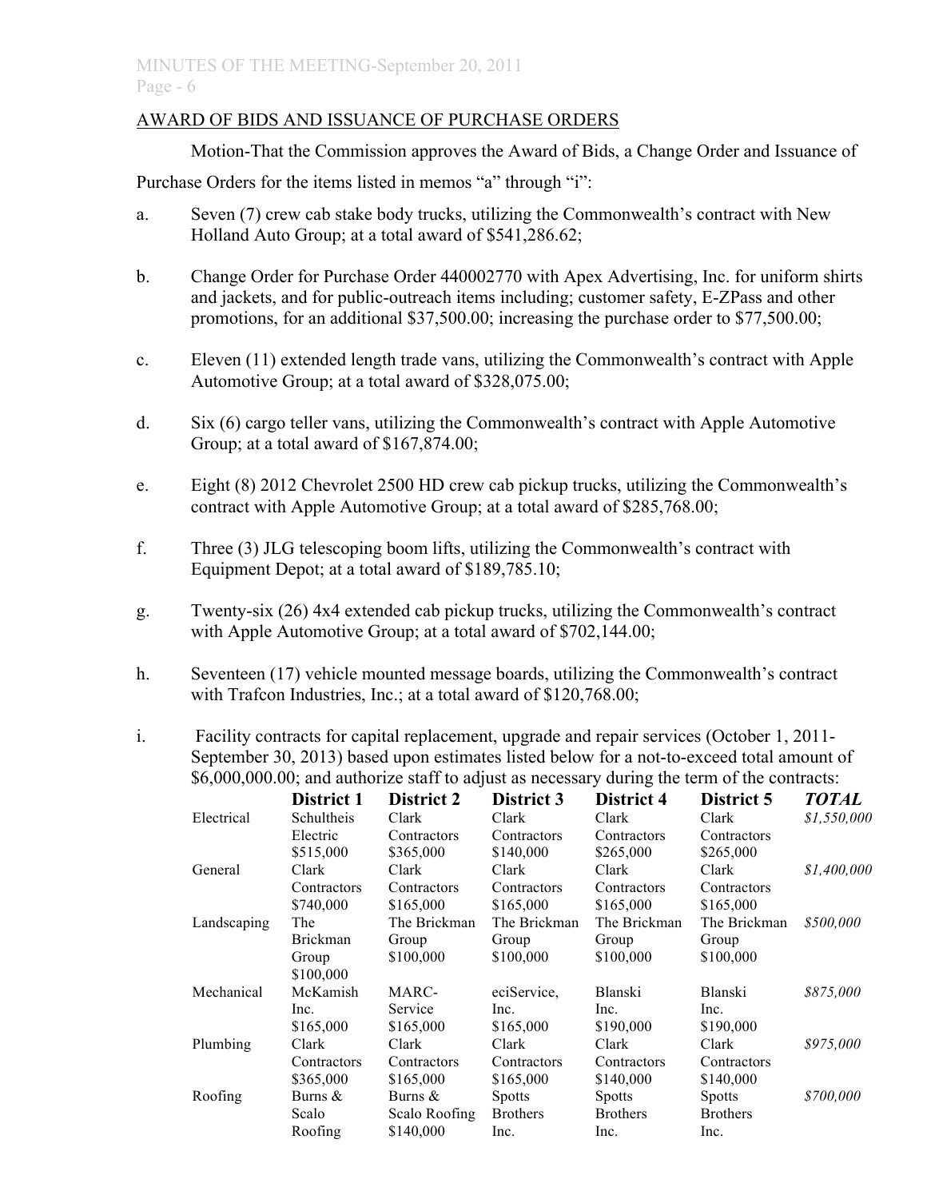AWARD OF BIDS AND ISSUANCE OF PURCHASE ORDERS

Motion-That the Commission approves the Award of Bids, a Change Order and Issuance of Purchase Orders for the items listed in memos "a" through "i":

a. Seven (7) crew cab stake body trucks, utilizing the Commonwealth's contract with New Holland Auto Group; at a total award of $541,286.62;

b. Change Order for Purchase Order 440002770 with Apex Advertising, Inc. for uniform shirts and jackets, and for public-outreach items including; customer safety, E-ZPass and other promotions, for an additional $37,500.00; increasing the purchase order to $77,500.00;

c. Eleven (11) extended length trade vans, utilizing the Commonwealth's contract with Apple Automotive Group; at a total award of $328,075.00;

d. Six (6) cargo teller vans, utilizing the Commonwealth's contract with Apple Automotive Group; at a total award of $167,874.00;

e. Eight (8) 2012 Chevrolet 2500 HD crew cab pickup trucks, utilizing the Commonwealth's contract with Apple Automotive Group; at a total award of $285,768.00;

f. Three (3) JLG telescoping boom lifts, utilizing the Commonwealth's contract with Equipment Depot; at a total award of $189,785.10;

g. Twenty-six (26) 4x4 extended cab pickup trucks, utilizing the Commonwealth's contract with Apple Automotive Group; at a total award of $702,144.00;

h. Seventeen (17) vehicle mounted message boards, utilizing the Commonwealth's contract with Trafcon Industries, Inc.; at a total award of $120,768.00;

i. Facility contracts for capital replacement, upgrade and repair services (October 1, 2011-September 30, 2013) based upon estimates listed below for a not-to-exceed total amount of $6,000,000.00; and authorize staff to adjust as necessary during the term of the contracts:

| | **District 1** | **District 2** | **District 3** | **District 4** | **District 5** | ***TOTAL*** |
|---|---|---|---|---|---|---|
| Electrical | Schultheis Electric $515,000 | Clark Contractors $365,000 | Clark Contractors $140,000 | Clark Contractors $265,000 | Clark Contractors $265,000 | *$1,550,000* |
| General | Clark Contractors $740,000 | Clark Contractors $165,000 | Clark Contractors $165,000 | Clark Contractors $165,000 | Clark Contractors $165,000 | *$1,400,000* |
| Landscaping | The Brickman Group $100,000 | The Brickman Group $100,000 | The Brickman Group $100,000 | The Brickman Group $100,000 | The Brickman Group $100,000 | *$500,000* |
| Mechanical | McKamish Inc. $165,000 | MARC-Service $165,000 | eciService, Inc. $165,000 | Blanski Inc. $190,000 | Blanski Inc. $190,000 | *$875,000* |
| Plumbing | Clark Contractors $365,000 | Clark Contractors $165,000 | Clark Contractors $165,000 | Clark Contractors $140,000 | Clark Contractors $140,000 | *$975,000* |
| Roofing | Burns & Scalo Roofing | Burns & Scalo Roofing $140,000 | Spotts Brothers Inc. | Spotts Brothers Inc. | Spotts Brothers Inc. | *$700,000* |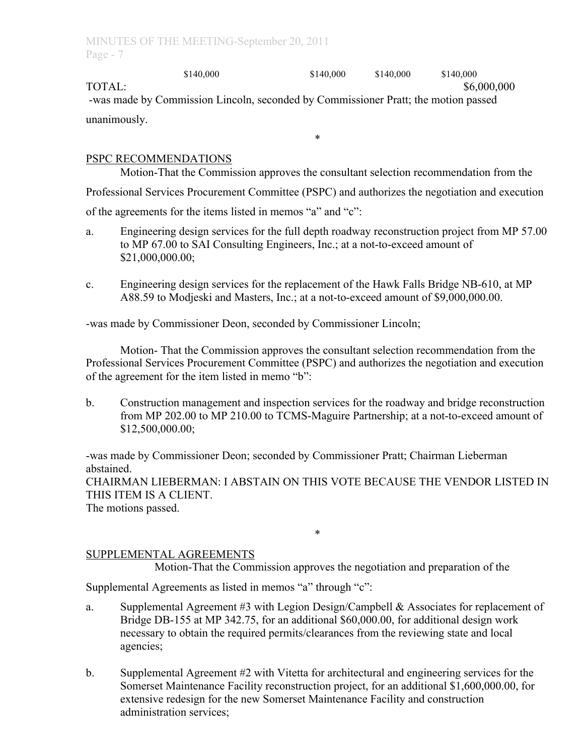| | | | | |
|---|---|---|---|---|
| | $140,000 | $140,000 | $140,000 | $140,000 |
| TOTAL: | | | | $6,000,000 |

-was made by Commission Lincoln, seconded by Commissioner Pratt; the motion passed unanimously.

\*

PSPC RECOMMENDATIONS

Motion-That the Commission approves the consultant selection recommendation from the Professional Services Procurement Committee (PSPC) and authorizes the negotiation and execution of the agreements for the items listed in memos "a" and "c":

a. Engineering design services for the full depth roadway reconstruction project from MP 57.00 to MP 67.00 to SAI Consulting Engineers, Inc.; at a not-to-exceed amount of $21,000,000.00;

c. Engineering design services for the replacement of the Hawk Falls Bridge NB-610, at MP A88.59 to Modjeski and Masters, Inc.; at a not-to-exceed amount of $9,000,000.00.

-was made by Commissioner Deon, seconded by Commissioner Lincoln;

Motion- That the Commission approves the consultant selection recommendation from the Professional Services Procurement Committee (PSPC) and authorizes the negotiation and execution of the agreement for the item listed in memo "b":

b. Construction management and inspection services for the roadway and bridge reconstruction from MP 202.00 to MP 210.00 to TCMS-Maguire Partnership; at a not-to-exceed amount of $12,500,000.00;

-was made by Commissioner Deon; seconded by Commissioner Pratt; Chairman Lieberman abstained.

CHAIRMAN LIEBERMAN: I ABSTAIN ON THIS VOTE BECAUSE THE VENDOR LISTED IN THIS ITEM IS A CLIENT.

The motions passed.

\*

SUPPLEMENTAL AGREEMENTS

Motion-That the Commission approves the negotiation and preparation of the Supplemental Agreements as listed in memos "a" through "c":

a. Supplemental Agreement #3 with Legion Design/Campbell & Associates for replacement of Bridge DB-155 at MP 342.75, for an additional $60,000.00, for additional design work necessary to obtain the required permits/clearances from the reviewing state and local agencies;

b. Supplemental Agreement #2 with Vitetta for architectural and engineering services for the Somerset Maintenance Facility reconstruction project, for an additional $1,600,000.00, for extensive redesign for the new Somerset Maintenance Facility and construction administration services;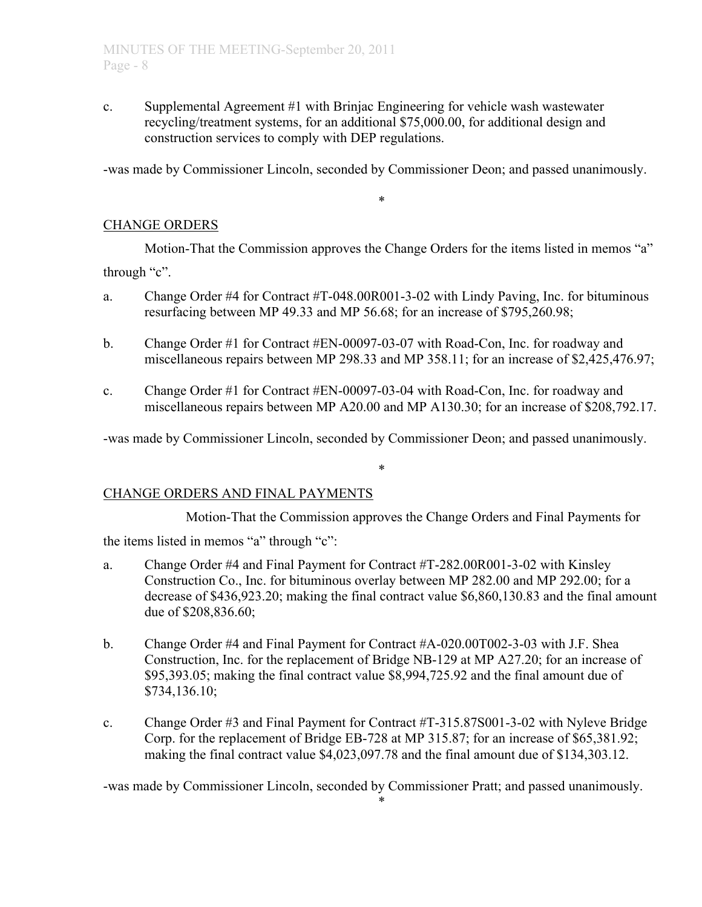c. Supplemental Agreement #1 with Brinjac Engineering for vehicle wash wastewater recycling/treatment systems, for an additional $75,000.00, for additional design and construction services to comply with DEP regulations.

-was made by Commissioner Lincoln, seconded by Commissioner Deon; and passed unanimously.

*

CHANGE ORDERS

Motion-That the Commission approves the Change Orders for the items listed in memos "a" through "c".

a. Change Order #4 for Contract #T-048.00R001-3-02 with Lindy Paving, Inc. for bituminous resurfacing between MP 49.33 and MP 56.68; for an increase of $795,260.98;

b. Change Order #1 for Contract #EN-00097-03-07 with Road-Con, Inc. for roadway and miscellaneous repairs between MP 298.33 and MP 358.11; for an increase of $2,425,476.97;

c. Change Order #1 for Contract #EN-00097-03-04 with Road-Con, Inc. for roadway and miscellaneous repairs between MP A20.00 and MP A130.30; for an increase of $208,792.17.

-was made by Commissioner Lincoln, seconded by Commissioner Deon; and passed unanimously.

*

CHANGE ORDERS AND FINAL PAYMENTS

Motion-That the Commission approves the Change Orders and Final Payments for the items listed in memos "a" through "c":

a. Change Order #4 and Final Payment for Contract #T-282.00R001-3-02 with Kinsley Construction Co., Inc. for bituminous overlay between MP 282.00 and MP 292.00; for a decrease of $436,923.20; making the final contract value $6,860,130.83 and the final amount due of $208,836.60;

b. Change Order #4 and Final Payment for Contract #A-020.00T002-3-03 with J.F. Shea Construction, Inc. for the replacement of Bridge NB-129 at MP A27.20; for an increase of $95,393.05; making the final contract value $8,994,725.92 and the final amount due of $734,136.10;

c. Change Order #3 and Final Payment for Contract #T-315.87S001-3-02 with Nyleve Bridge Corp. for the replacement of Bridge EB-728 at MP 315.87; for an increase of $65,381.92; making the final contract value $4,023,097.78 and the final amount due of $134,303.12.

-was made by Commissioner Lincoln, seconded by Commissioner Pratt; and passed unanimously.

*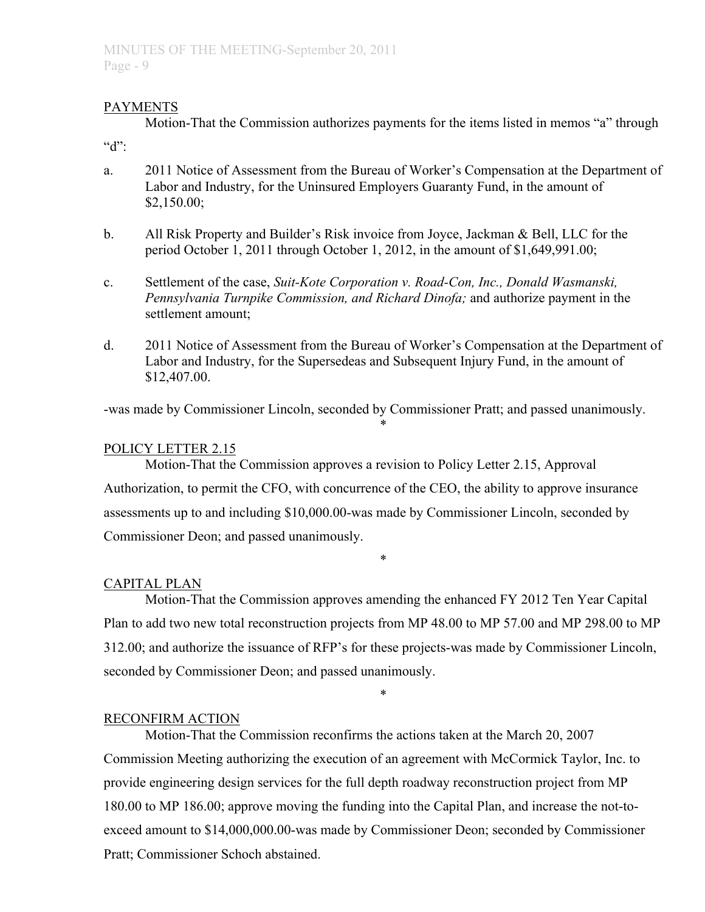PAYMENTS

Motion-That the Commission authorizes payments for the items listed in memos “a” through “d”:

a. 2011 Notice of Assessment from the Bureau of Worker’s Compensation at the Department of Labor and Industry, for the Uninsured Employers Guaranty Fund, in the amount of $2,150.00;

b. All Risk Property and Builder’s Risk invoice from Joyce, Jackman & Bell, LLC for the period October 1, 2011 through October 1, 2012, in the amount of $1,649,991.00;

c. Settlement of the case, *Suit-Kote Corporation v. Road-Con, Inc., Donald Wasmanski, Pennsylvania Turnpike Commission, and Richard Dinofa;* and authorize payment in the settlement amount;

d. 2011 Notice of Assessment from the Bureau of Worker’s Compensation at the Department of Labor and Industry, for the Supersedeas and Subsequent Injury Fund, in the amount of $12,407.00.

-was made by Commissioner Lincoln, seconded by Commissioner Pratt; and passed unanimously.

*

POLICY LETTER 2.15

Motion-That the Commission approves a revision to Policy Letter 2.15, Approval Authorization, to permit the CFO, with concurrence of the CEO, the ability to approve insurance assessments up to and including $10,000.00-was made by Commissioner Lincoln, seconded by Commissioner Deon; and passed unanimously.

*

CAPITAL PLAN

Motion-That the Commission approves amending the enhanced FY 2012 Ten Year Capital Plan to add two new total reconstruction projects from MP 48.00 to MP 57.00 and MP 298.00 to MP 312.00; and authorize the issuance of RFP’s for these projects-was made by Commissioner Lincoln, seconded by Commissioner Deon; and passed unanimously.

*

RECONFIRM ACTION

Motion-That the Commission reconfirms the actions taken at the March 20, 2007 Commission Meeting authorizing the execution of an agreement with McCormick Taylor, Inc. to provide engineering design services for the full depth roadway reconstruction project from MP 180.00 to MP 186.00; approve moving the funding into the Capital Plan, and increase the not-to-exceed amount to $14,000,000.00-was made by Commissioner Deon; seconded by Commissioner Pratt; Commissioner Schoch abstained.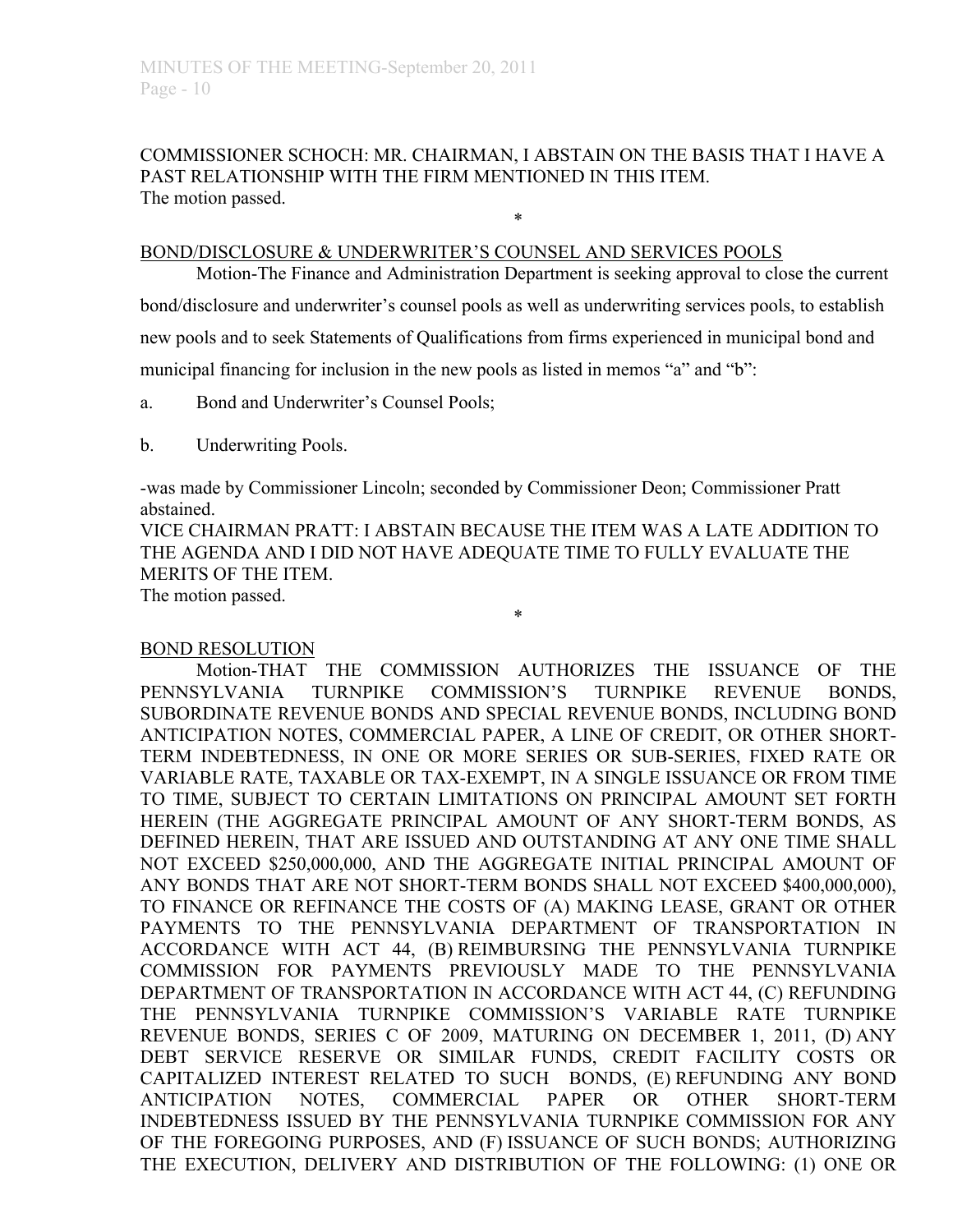COMMISSIONER SCHOCH: MR. CHAIRMAN, I ABSTAIN ON THE BASIS THAT I HAVE A PAST RELATIONSHIP WITH THE FIRM MENTIONED IN THIS ITEM.
The motion passed.

*

BOND/DISCLOSURE & UNDERWRITER'S COUNSEL AND SERVICES POOLS

Motion-The Finance and Administration Department is seeking approval to close the current bond/disclosure and underwriter's counsel pools as well as underwriting services pools, to establish new pools and to seek Statements of Qualifications from firms experienced in municipal bond and municipal financing for inclusion in the new pools as listed in memos "a" and "b":

a. Bond and Underwriter's Counsel Pools;

b. Underwriting Pools.

-was made by Commissioner Lincoln; seconded by Commissioner Deon; Commissioner Pratt abstained.
VICE CHAIRMAN PRATT: I ABSTAIN BECAUSE THE ITEM WAS A LATE ADDITION TO THE AGENDA AND I DID NOT HAVE ADEQUATE TIME TO FULLY EVALUATE THE MERITS OF THE ITEM.
The motion passed.

*

BOND RESOLUTION

Motion-THAT THE COMMISSION AUTHORIZES THE ISSUANCE OF THE PENNSYLVANIA TURNPIKE COMMISSION'S TURNPIKE REVENUE BONDS, SUBORDINATE REVENUE BONDS AND SPECIAL REVENUE BONDS, INCLUDING BOND ANTICIPATION NOTES, COMMERCIAL PAPER, A LINE OF CREDIT, OR OTHER SHORT-TERM INDEBTEDNESS, IN ONE OR MORE SERIES OR SUB-SERIES, FIXED RATE OR VARIABLE RATE, TAXABLE OR TAX-EXEMPT, IN A SINGLE ISSUANCE OR FROM TIME TO TIME, SUBJECT TO CERTAIN LIMITATIONS ON PRINCIPAL AMOUNT SET FORTH HEREIN (THE AGGREGATE PRINCIPAL AMOUNT OF ANY SHORT-TERM BONDS, AS DEFINED HEREIN, THAT ARE ISSUED AND OUTSTANDING AT ANY ONE TIME SHALL NOT EXCEED $250,000,000, AND THE AGGREGATE INITIAL PRINCIPAL AMOUNT OF ANY BONDS THAT ARE NOT SHORT-TERM BONDS SHALL NOT EXCEED $400,000,000), TO FINANCE OR REFINANCE THE COSTS OF (A) MAKING LEASE, GRANT OR OTHER PAYMENTS TO THE PENNSYLVANIA DEPARTMENT OF TRANSPORTATION IN ACCORDANCE WITH ACT 44, (B) REIMBURSING THE PENNSYLVANIA TURNPIKE COMMISSION FOR PAYMENTS PREVIOUSLY MADE TO THE PENNSYLVANIA DEPARTMENT OF TRANSPORTATION IN ACCORDANCE WITH ACT 44, (C) REFUNDING THE PENNSYLVANIA TURNPIKE COMMISSION'S VARIABLE RATE TURNPIKE REVENUE BONDS, SERIES C OF 2009, MATURING ON DECEMBER 1, 2011, (D) ANY DEBT SERVICE RESERVE OR SIMILAR FUNDS, CREDIT FACILITY COSTS OR CAPITALIZED INTEREST RELATED TO SUCH BONDS, (E) REFUNDING ANY BOND ANTICIPATION NOTES, COMMERCIAL PAPER OR OTHER SHORT-TERM INDEBTEDNESS ISSUED BY THE PENNSYLVANIA TURNPIKE COMMISSION FOR ANY OF THE FOREGOING PURPOSES, AND (F) ISSUANCE OF SUCH BONDS; AUTHORIZING THE EXECUTION, DELIVERY AND DISTRIBUTION OF THE FOLLOWING: (1) ONE OR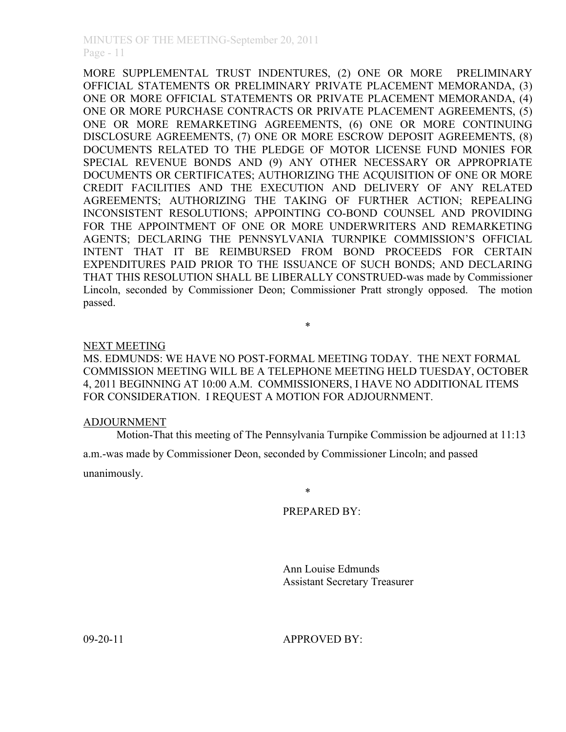MORE SUPPLEMENTAL TRUST INDENTURES, (2) ONE OR MORE PRELIMINARY OFFICIAL STATEMENTS OR PRELIMINARY PRIVATE PLACEMENT MEMORANDA, (3) ONE OR MORE OFFICIAL STATEMENTS OR PRIVATE PLACEMENT MEMORANDA, (4) ONE OR MORE PURCHASE CONTRACTS OR PRIVATE PLACEMENT AGREEMENTS, (5) ONE OR MORE REMARKETING AGREEMENTS, (6) ONE OR MORE CONTINUING DISCLOSURE AGREEMENTS, (7) ONE OR MORE ESCROW DEPOSIT AGREEMENTS, (8) DOCUMENTS RELATED TO THE PLEDGE OF MOTOR LICENSE FUND MONIES FOR SPECIAL REVENUE BONDS AND (9) ANY OTHER NECESSARY OR APPROPRIATE DOCUMENTS OR CERTIFICATES; AUTHORIZING THE ACQUISITION OF ONE OR MORE CREDIT FACILITIES AND THE EXECUTION AND DELIVERY OF ANY RELATED AGREEMENTS; AUTHORIZING THE TAKING OF FURTHER ACTION; REPEALING INCONSISTENT RESOLUTIONS; APPOINTING CO-BOND COUNSEL AND PROVIDING FOR THE APPOINTMENT OF ONE OR MORE UNDERWRITERS AND REMARKETING AGENTS; DECLARING THE PENNSYLVANIA TURNPIKE COMMISSION'S OFFICIAL INTENT THAT IT BE REIMBURSED FROM BOND PROCEEDS FOR CERTAIN EXPENDITURES PAID PRIOR TO THE ISSUANCE OF SUCH BONDS; AND DECLARING THAT THIS RESOLUTION SHALL BE LIBERALLY CONSTRUED-was made by Commissioner Lincoln, seconded by Commissioner Deon; Commissioner Pratt strongly opposed. The motion passed.

\*

NEXT MEETING

MS. EDMUNDS: WE HAVE NO POST-FORMAL MEETING TODAY. THE NEXT FORMAL COMMISSION MEETING WILL BE A TELEPHONE MEETING HELD TUESDAY, OCTOBER 4, 2011 BEGINNING AT 10:00 A.M. COMMISSIONERS, I HAVE NO ADDITIONAL ITEMS FOR CONSIDERATION. I REQUEST A MOTION FOR ADJOURNMENT.

ADJOURNMENT

Motion-That this meeting of The Pennsylvania Turnpike Commission be adjourned at 11:13 a.m.-was made by Commissioner Deon, seconded by Commissioner Lincoln; and passed unanimously.

\*

PREPARED BY:

Ann Louise Edmunds
Assistant Secretary Treasurer

09-20-11

APPROVED BY: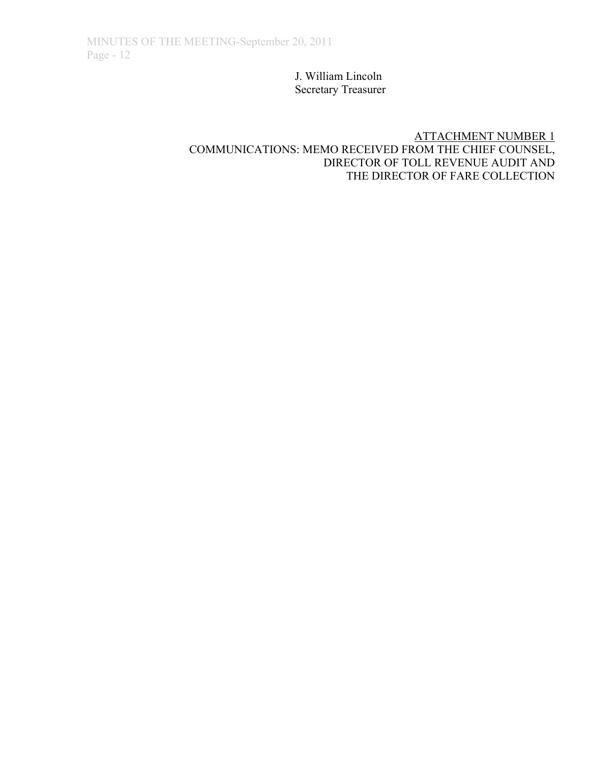J. William Lincoln
Secretary Treasurer

ATTACHMENT NUMBER 1

COMMUNICATIONS: MEMO RECEIVED FROM THE CHIEF COUNSEL, DIRECTOR OF TOLL REVENUE AUDIT AND THE DIRECTOR OF FARE COLLECTION